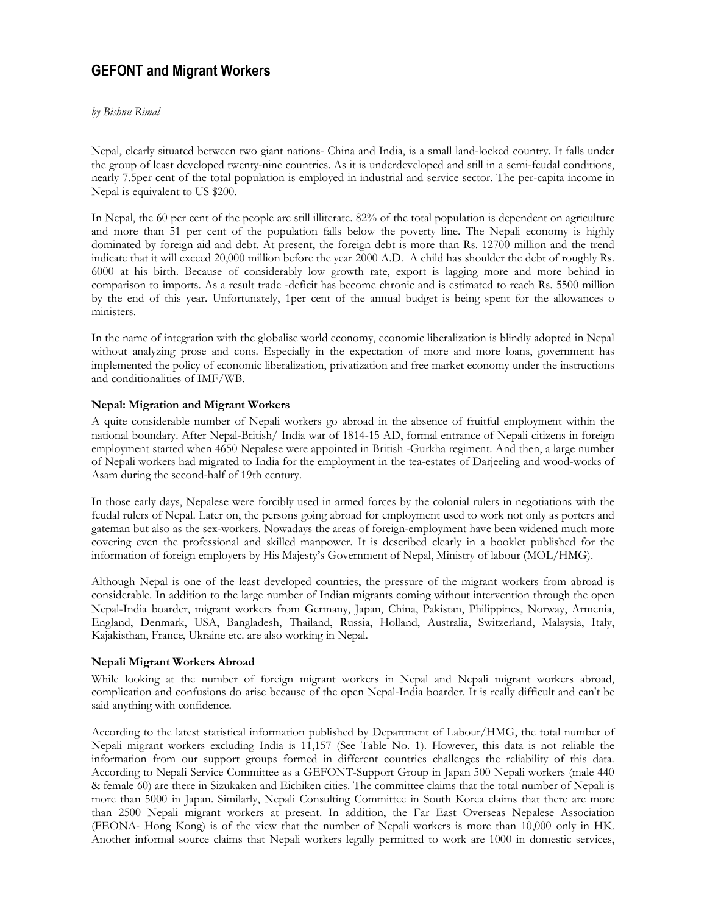# GEFONT and Migrant Workers

*by Bishnu Rimal*

Nepal, clearly situated between two giant nations- China and India, is a small land-locked country. It falls under the group of least developed twenty-nine countries. As it is underdeveloped and still in a semi-feudal conditions, nearly 7.5per cent of the total population is employed in industrial and service sector. The per-capita income in Nepal is equivalent to US $200.

In Nepal, the 60 per cent of the people are still illiterate. 82% of the total population is dependent on agriculture and more than 51 per cent of the population falls below the poverty line. The Nepali economy is highly dominated by foreign aid and debt. At present, the foreign debt is more than Rs. 12700 million and the trend indicate that it will exceed 20,000 million before the year 2000 A.D. A child has shoulder the debt of roughly Rs. 6000 at his birth. Because of considerably low growth rate, export is lagging more and more behind in comparison to imports. As a result trade -deficit has become chronic and is estimated to reach Rs. 5500 million by the end of this year. Unfortunately, 1per cent of the annual budget is being spent for the allowances o ministers.

In the name of integration with the globalise world economy, economic liberalization is blindly adopted in Nepal without analyzing prose and cons. Especially in the expectation of more and more loans, government has implemented the policy of economic liberalization, privatization and free market economy under the instructions and conditionalities of IMF/WB.

### Nepal: Migration and Migrant Workers

A quite considerable number of Nepali workers go abroad in the absence of fruitful employment within the national boundary. After Nepal-British/ India war of 1814-15 AD, formal entrance of Nepali citizens in foreign employment started when 4650 Nepalese were appointed in British -Gurkha regiment. And then, a large number of Nepali workers had migrated to India for the employment in the tea-estates of Darjeeling and wood-works of Asam during the second-half of 19th century.

In those early days, Nepalese were forcibly used in armed forces by the colonial rulers in negotiations with the feudal rulers of Nepal. Later on, the persons going abroad for employment used to work not only as porters and gateman but also as the sex-workers. Nowadays the areas of foreign-employment have been widened much more covering even the professional and skilled manpower. It is described clearly in a booklet published for the information of foreign employers by His Majesty's Government of Nepal, Ministry of labour (MOL/HMG).

Although Nepal is one of the least developed countries, the pressure of the migrant workers from abroad is considerable. In addition to the large number of Indian migrants coming without intervention through the open Nepal-India boarder, migrant workers from Germany, Japan, China, Pakistan, Philippines, Norway, Armenia, England, Denmark, USA, Bangladesh, Thailand, Russia, Holland, Australia, Switzerland, Malaysia, Italy, Kajakisthan, France, Ukraine etc. are also working in Nepal.

### Nepali Migrant Workers Abroad

While looking at the number of foreign migrant workers in Nepal and Nepali migrant workers abroad, complication and confusions do arise because of the open Nepal-India boarder. It is really difficult and can't be said anything with confidence.

According to the latest statistical information published by Department of Labour/HMG, the total number of Nepali migrant workers excluding India is 11,157 (See Table No. 1). However, this data is not reliable the information from our support groups formed in different countries challenges the reliability of this data. According to Nepali Service Committee as a GEFONT-Support Group in Japan 500 Nepali workers (male 440 & female 60) are there in Sizukaken and Eichiken cities. The committee claims that the total number of Nepali is more than 5000 in Japan. Similarly, Nepali Consulting Committee in South Korea claims that there are more than 2500 Nepali migrant workers at present. In addition, the Far East Overseas Nepalese Association (FEONA- Hong Kong) is of the view that the number of Nepali workers is more than 10,000 only in HK. Another informal source claims that Nepali workers legally permitted to work are 1000 in domestic services,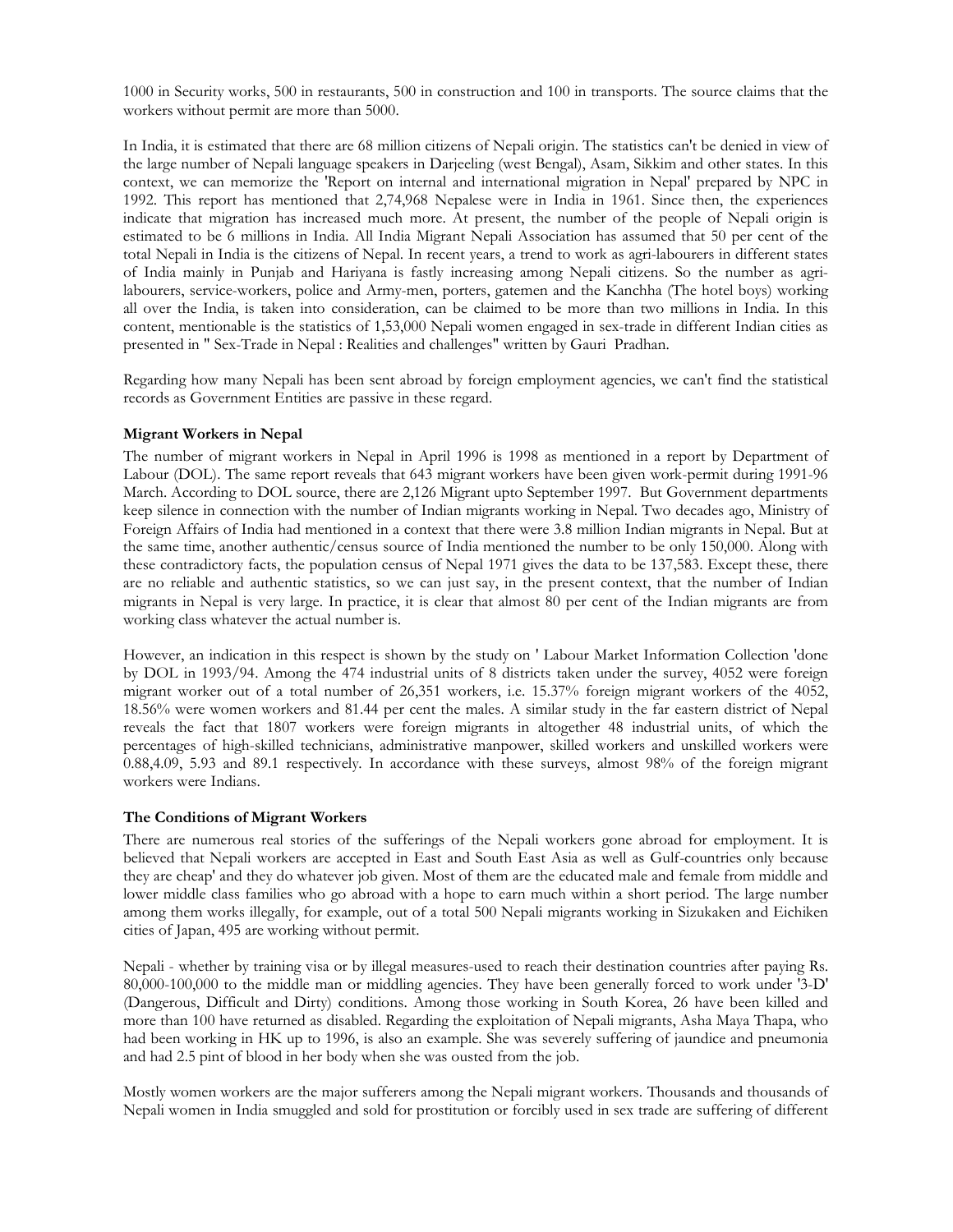1000 in Security works, 500 in restaurants, 500 in construction and 100 in transports. The source claims that the workers without permit are more than 5000.

In India, it is estimated that there are 68 million citizens of Nepali origin. The statistics can't be denied in view of the large number of Nepali language speakers in Darjeeling (west Bengal), Asam, Sikkim and other states. In this context, we can memorize the 'Report on internal and international migration in Nepal' prepared by NPC in 1992. This report has mentioned that 2,74,968 Nepalese were in India in 1961. Since then, the experiences indicate that migration has increased much more. At present, the number of the people of Nepali origin is estimated to be 6 millions in India. All India Migrant Nepali Association has assumed that 50 per cent of the total Nepali in India is the citizens of Nepal. In recent years, a trend to work as agri-labourers in different states of India mainly in Punjab and Hariyana is fastly increasing among Nepali citizens. So the number as agri-labourers, service-workers, police and Army-men, porters, gatemen and the Kanchha (The hotel boys) working all over the India, is taken into consideration, can be claimed to be more than two millions in India. In this content, mentionable is the statistics of 1,53,000 Nepali women engaged in sex-trade in different Indian cities as presented in " Sex-Trade in Nepal : Realities and challenges" written by Gauri Pradhan.

Regarding how many Nepali has been sent abroad by foreign employment agencies, we can't find the statistical records as Government Entities are passive in these regard.

**Migrant Workers in Nepal**

The number of migrant workers in Nepal in April 1996 is 1998 as mentioned in a report by Department of Labour (DOL). The same report reveals that 643 migrant workers have been given work-permit during 1991-96 March. According to DOL source, there are 2,126 Migrant upto September 1997. But Government departments keep silence in connection with the number of Indian migrants working in Nepal. Two decades ago, Ministry of Foreign Affairs of India had mentioned in a context that there were 3.8 million Indian migrants in Nepal. But at the same time, another authentic/census source of India mentioned the number to be only 150,000. Along with these contradictory facts, the population census of Nepal 1971 gives the data to be 137,583. Except these, there are no reliable and authentic statistics, so we can just say, in the present context, that the number of Indian migrants in Nepal is very large. In practice, it is clear that almost 80 per cent of the Indian migrants are from working class whatever the actual number is.

However, an indication in this respect is shown by the study on ' Labour Market Information Collection 'done by DOL in 1993/94. Among the 474 industrial units of 8 districts taken under the survey, 4052 were foreign migrant worker out of a total number of 26,351 workers, i.e. 15.37% foreign migrant workers of the 4052, 18.56% were women workers and 81.44 per cent the males. A similar study in the far eastern district of Nepal reveals the fact that 1807 workers were foreign migrants in altogether 48 industrial units, of which the percentages of high-skilled technicians, administrative manpower, skilled workers and unskilled workers were 0.88,4.09, 5.93 and 89.1 respectively. In accordance with these surveys, almost 98% of the foreign migrant workers were Indians.

**The Conditions of Migrant Workers**

There are numerous real stories of the sufferings of the Nepali workers gone abroad for employment. It is believed that Nepali workers are accepted in East and South East Asia as well as Gulf-countries only because they are cheap' and they do whatever job given. Most of them are the educated male and female from middle and lower middle class families who go abroad with a hope to earn much within a short period. The large number among them works illegally, for example, out of a total 500 Nepali migrants working in Sizukaken and Eichiken cities of Japan, 495 are working without permit.

Nepali - whether by training visa or by illegal measures-used to reach their destination countries after paying Rs. 80,000-100,000 to the middle man or middling agencies. They have been generally forced to work under '3-D' (Dangerous, Difficult and Dirty) conditions. Among those working in South Korea, 26 have been killed and more than 100 have returned as disabled. Regarding the exploitation of Nepali migrants, Asha Maya Thapa, who had been working in HK up to 1996, is also an example. She was severely suffering of jaundice and pneumonia and had 2.5 pint of blood in her body when she was ousted from the job.

Mostly women workers are the major sufferers among the Nepali migrant workers. Thousands and thousands of Nepali women in India smuggled and sold for prostitution or forcibly used in sex trade are suffering of different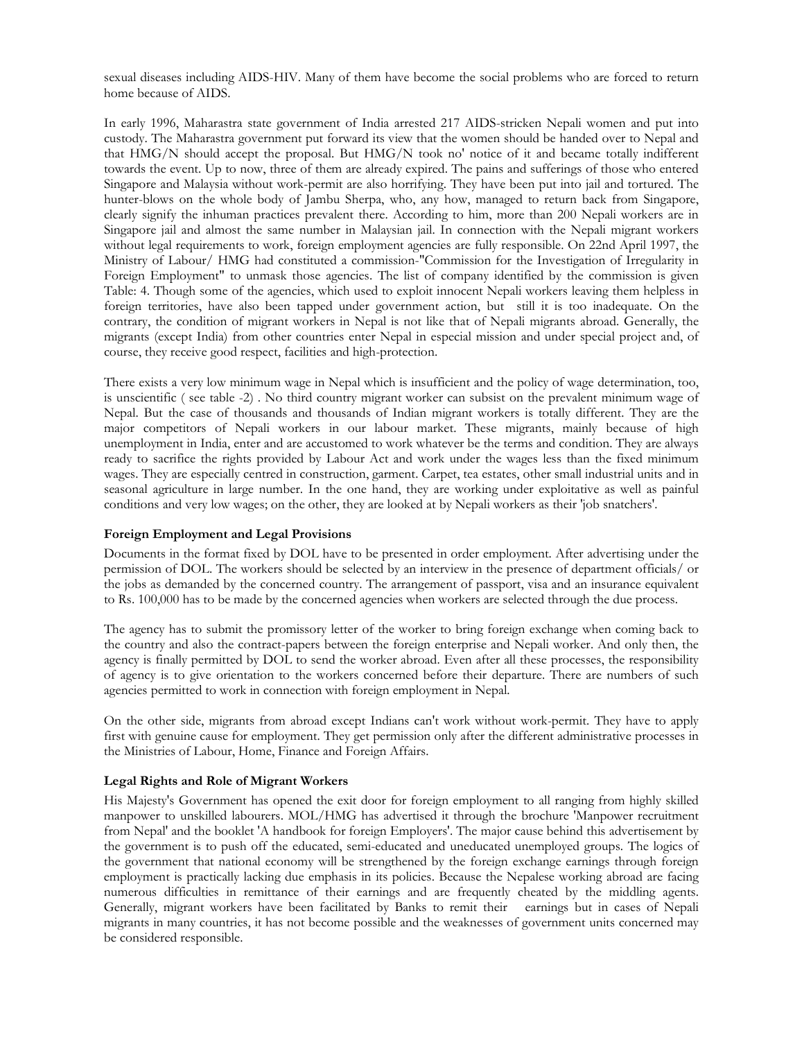sexual diseases including AIDS-HIV. Many of them have become the social problems who are forced to return home because of AIDS.

In early 1996, Maharastra state government of India arrested 217 AIDS-stricken Nepali women and put into custody. The Maharastra government put forward its view that the women should be handed over to Nepal and that HMG/N should accept the proposal. But HMG/N took no' notice of it and became totally indifferent towards the event. Up to now, three of them are already expired. The pains and sufferings of those who entered Singapore and Malaysia without work-permit are also horrifying. They have been put into jail and tortured. The hunter-blows on the whole body of Jambu Sherpa, who, any how, managed to return back from Singapore, clearly signify the inhuman practices prevalent there. According to him, more than 200 Nepali workers are in Singapore jail and almost the same number in Malaysian jail. In connection with the Nepali migrant workers without legal requirements to work, foreign employment agencies are fully responsible. On 22nd April 1997, the Ministry of Labour/ HMG had constituted a commission-"Commission for the Investigation of Irregularity in Foreign Employment" to unmask those agencies. The list of company identified by the commission is given Table: 4. Though some of the agencies, which used to exploit innocent Nepali workers leaving them helpless in foreign territories, have also been tapped under government action, but still it is too inadequate. On the contrary, the condition of migrant workers in Nepal is not like that of Nepali migrants abroad. Generally, the migrants (except India) from other countries enter Nepal in especial mission and under special project and, of course, they receive good respect, facilities and high-protection.

There exists a very low minimum wage in Nepal which is insufficient and the policy of wage determination, too, is unscientific ( see table -2) . No third country migrant worker can subsist on the prevalent minimum wage of Nepal. But the case of thousands and thousands of Indian migrant workers is totally different. They are the major competitors of Nepali workers in our labour market. These migrants, mainly because of high unemployment in India, enter and are accustomed to work whatever be the terms and condition. They are always ready to sacrifice the rights provided by Labour Act and work under the wages less than the fixed minimum wages. They are especially centred in construction, garment. Carpet, tea estates, other small industrial units and in seasonal agriculture in large number. In the one hand, they are working under exploitative as well as painful conditions and very low wages; on the other, they are looked at by Nepali workers as their 'job snatchers'.

**Foreign Employment and Legal Provisions**

Documents in the format fixed by DOL have to be presented in order employment. After advertising under the permission of DOL. The workers should be selected by an interview in the presence of department officials/ or the jobs as demanded by the concerned country. The arrangement of passport, visa and an insurance equivalent to Rs. 100,000 has to be made by the concerned agencies when workers are selected through the due process.

The agency has to submit the promissory letter of the worker to bring foreign exchange when coming back to the country and also the contract-papers between the foreign enterprise and Nepali worker. And only then, the agency is finally permitted by DOL to send the worker abroad. Even after all these processes, the responsibility of agency is to give orientation to the workers concerned before their departure. There are numbers of such agencies permitted to work in connection with foreign employment in Nepal.

On the other side, migrants from abroad except Indians can't work without work-permit. They have to apply first with genuine cause for employment. They get permission only after the different administrative processes in the Ministries of Labour, Home, Finance and Foreign Affairs.

**Legal Rights and Role of Migrant Workers**

His Majesty's Government has opened the exit door for foreign employment to all ranging from highly skilled manpower to unskilled labourers. MOL/HMG has advertised it through the brochure 'Manpower recruitment from Nepal' and the booklet 'A handbook for foreign Employers'. The major cause behind this advertisement by the government is to push off the educated, semi-educated and uneducated unemployed groups. The logics of the government that national economy will be strengthened by the foreign exchange earnings through foreign employment is practically lacking due emphasis in its policies. Because the Nepalese working abroad are facing numerous difficulties in remittance of their earnings and are frequently cheated by the middling agents. Generally, migrant workers have been facilitated by Banks to remit their earnings but in cases of Nepali migrants in many countries, it has not become possible and the weaknesses of government units concerned may be considered responsible.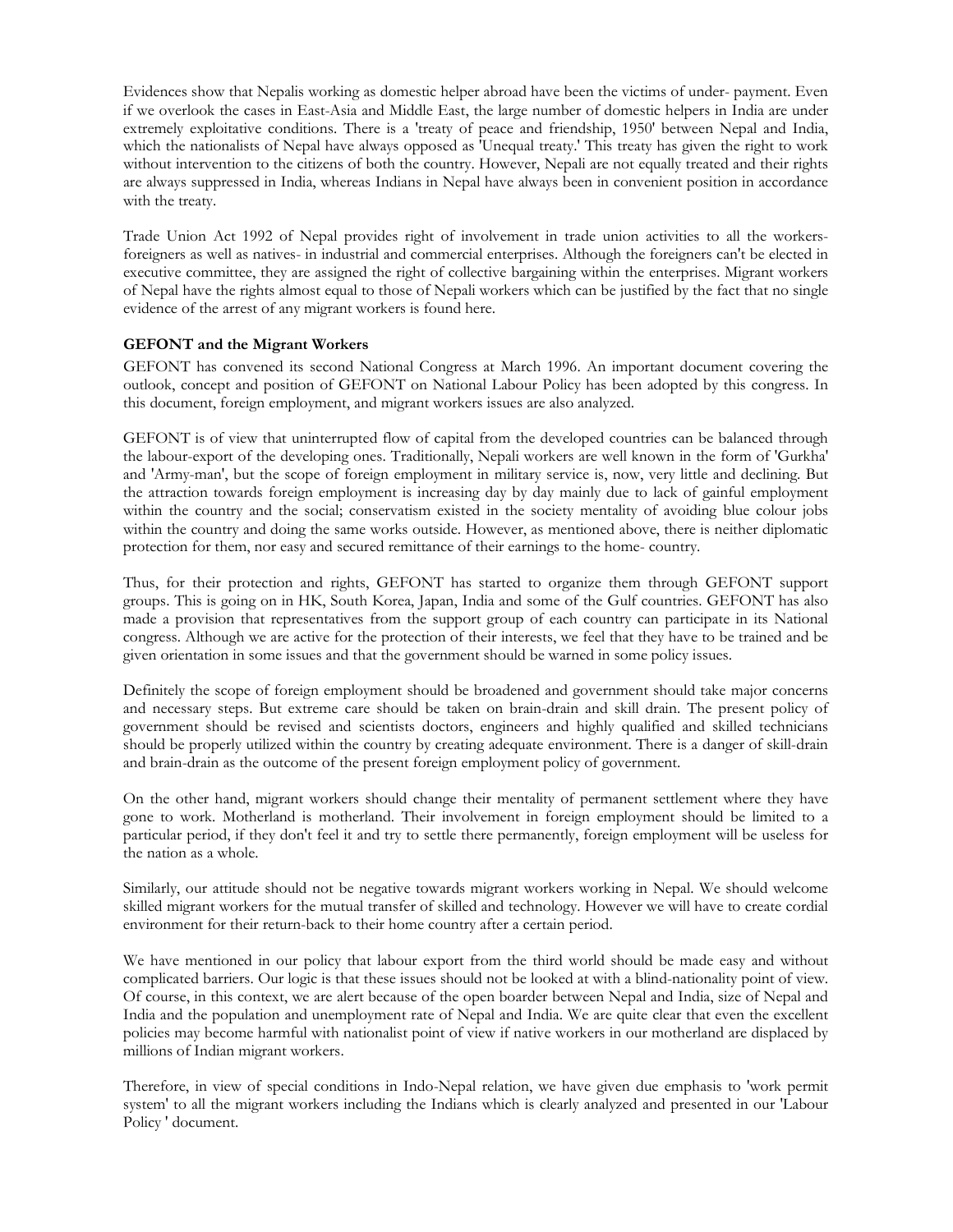Evidences show that Nepalis working as domestic helper abroad have been the victims of under- payment. Even if we overlook the cases in East-Asia and Middle East, the large number of domestic helpers in India are under extremely exploitative conditions. There is a 'treaty of peace and friendship, 1950' between Nepal and India, which the nationalists of Nepal have always opposed as 'Unequal treaty.' This treaty has given the right to work without intervention to the citizens of both the country. However, Nepali are not equally treated and their rights are always suppressed in India, whereas Indians in Nepal have always been in convenient position in accordance with the treaty.

Trade Union Act 1992 of Nepal provides right of involvement in trade union activities to all the workers- foreigners as well as natives- in industrial and commercial enterprises. Although the foreigners can't be elected in executive committee, they are assigned the right of collective bargaining within the enterprises. Migrant workers of Nepal have the rights almost equal to those of Nepali workers which can be justified by the fact that no single evidence of the arrest of any migrant workers is found here.

**GEFONT and the Migrant Workers**

GEFONT has convened its second National Congress at March 1996. An important document covering the outlook, concept and position of GEFONT on National Labour Policy has been adopted by this congress. In this document, foreign employment, and migrant workers issues are also analyzed.

GEFONT is of view that uninterrupted flow of capital from the developed countries can be balanced through the labour-export of the developing ones. Traditionally, Nepali workers are well known in the form of 'Gurkha' and 'Army-man', but the scope of foreign employment in military service is, now, very little and declining. But the attraction towards foreign employment is increasing day by day mainly due to lack of gainful employment within the country and the social; conservatism existed in the society mentality of avoiding blue colour jobs within the country and doing the same works outside. However, as mentioned above, there is neither diplomatic protection for them, nor easy and secured remittance of their earnings to the home- country.

Thus, for their protection and rights, GEFONT has started to organize them through GEFONT support groups. This is going on in HK, South Korea, Japan, India and some of the Gulf countries. GEFONT has also made a provision that representatives from the support group of each country can participate in its National congress. Although we are active for the protection of their interests, we feel that they have to be trained and be given orientation in some issues and that the government should be warned in some policy issues.

Definitely the scope of foreign employment should be broadened and government should take major concerns and necessary steps. But extreme care should be taken on brain-drain and skill drain. The present policy of government should be revised and scientists doctors, engineers and highly qualified and skilled technicians should be properly utilized within the country by creating adequate environment. There is a danger of skill-drain and brain-drain as the outcome of the present foreign employment policy of government.

On the other hand, migrant workers should change their mentality of permanent settlement where they have gone to work. Motherland is motherland. Their involvement in foreign employment should be limited to a particular period, if they don't feel it and try to settle there permanently, foreign employment will be useless for the nation as a whole.

Similarly, our attitude should not be negative towards migrant workers working in Nepal. We should welcome skilled migrant workers for the mutual transfer of skilled and technology. However we will have to create cordial environment for their return-back to their home country after a certain period.

We have mentioned in our policy that labour export from the third world should be made easy and without complicated barriers. Our logic is that these issues should not be looked at with a blind-nationality point of view. Of course, in this context, we are alert because of the open boarder between Nepal and India, size of Nepal and India and the population and unemployment rate of Nepal and India. We are quite clear that even the excellent policies may become harmful with nationalist point of view if native workers in our motherland are displaced by millions of Indian migrant workers.

Therefore, in view of special conditions in Indo-Nepal relation, we have given due emphasis to 'work permit system' to all the migrant workers including the Indians which is clearly analyzed and presented in our 'Labour Policy ' document.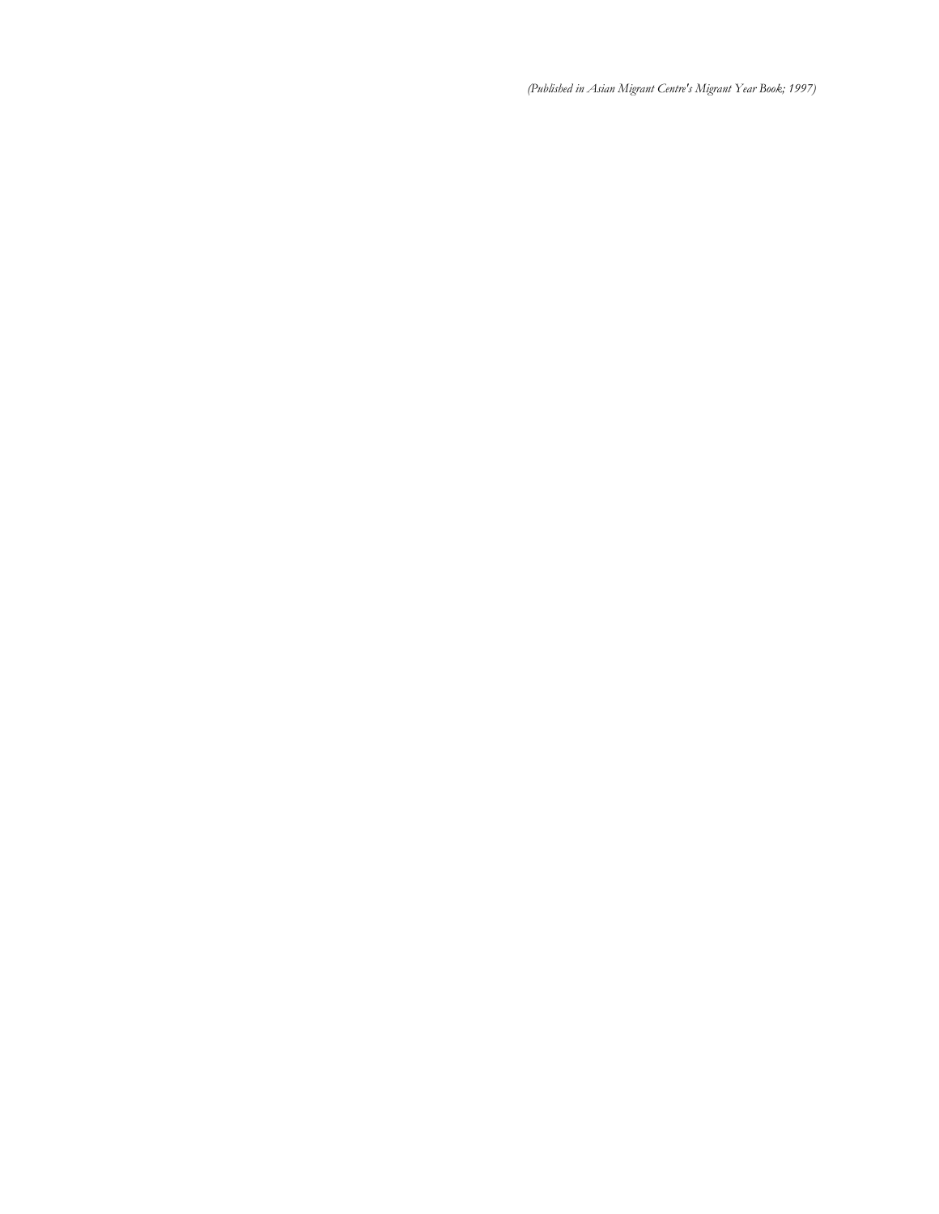*(Published in Asian Migrant Centre's Migrant Year Book; 1997)*